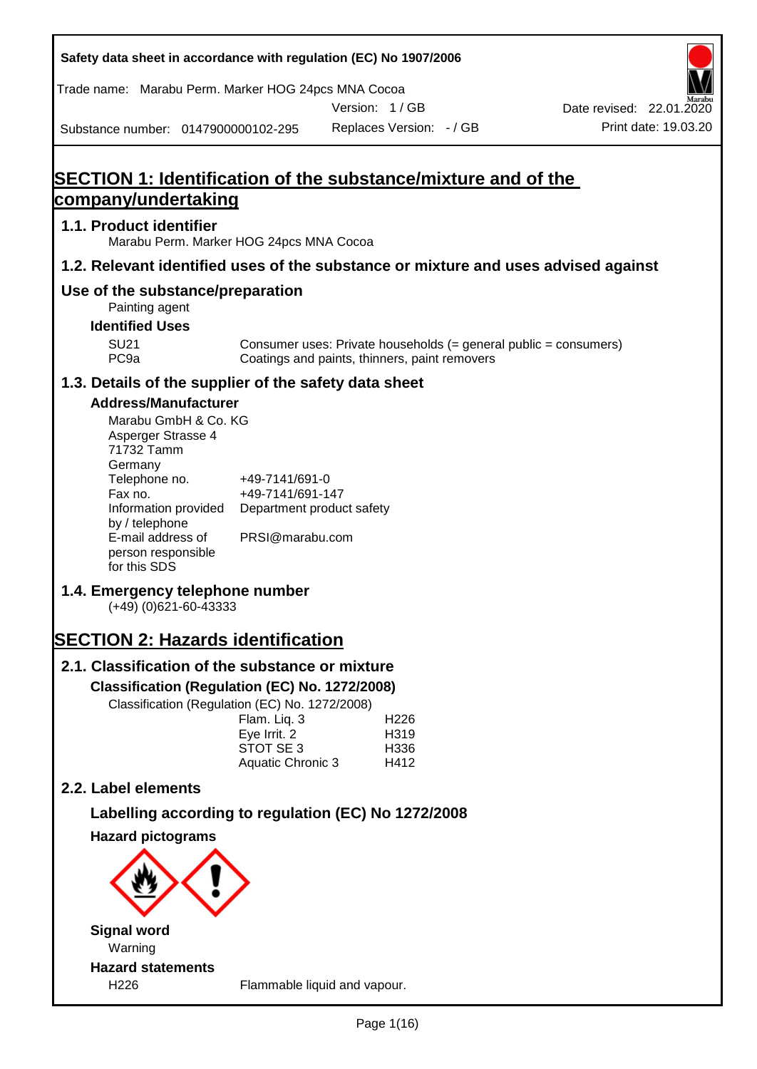Safety data sheet in accordance with regulation (EC) No 1907/2006

Trade name: Marabu Perm. Marker HOG 24pcs MNA Cocoa

Version: 1 / GB

Date revised: 22.01.2020

Substance number: 0147900000102-295

Replaces Version: - / GB

Print date: 19.03.20

# SECTION 1: Identification of the substance/mixture and of the company/undertaking

## 1.1. Product identifier

Marabu Perm. Marker HOG 24pcs MNA Cocoa

## 1.2. Relevant identified uses of the substance or mixture and uses advised against

### Use of the substance/preparation

Painting agent

**Identified Uses**

| | |
|---|---|
| SU21 | Consumer uses: Private households (= general public = consumers) |
| PC9a | Coatings and paints, thinners, paint removers |

## 1.3. Details of the supplier of the safety data sheet

**Address/Manufacturer**

Marabu GmbH & Co. KG
Asperger Strasse 4
71732 Tamm
Germany

| | |
|---|---|
| Telephone no. | +49-7141/691-0 |
| Fax no. | +49-7141/691-147 |
| Information provided by / telephone | Department product safety |
| E-mail address of person responsible for this SDS | PRSI@marabu.com |

## 1.4. Emergency telephone number

(+49) (0)621-60-43333

# SECTION 2: Hazards identification

## 2.1. Classification of the substance or mixture

**Classification (Regulation (EC) No. 1272/2008)**

Classification (Regulation (EC) No. 1272/2008)

| | |
|---|---|
| Flam. Liq. 3 | H226 |
| Eye Irrit. 2 | H319 |
| STOT SE 3 | H336 |
| Aquatic Chronic 3 | H412 |

## 2.2. Label elements

### Labelling according to regulation (EC) No 1272/2008

**Hazard pictograms**

**Signal word**

Warning

**Hazard statements**

| | |
|---|---|
| H226 | Flammable liquid and vapour. |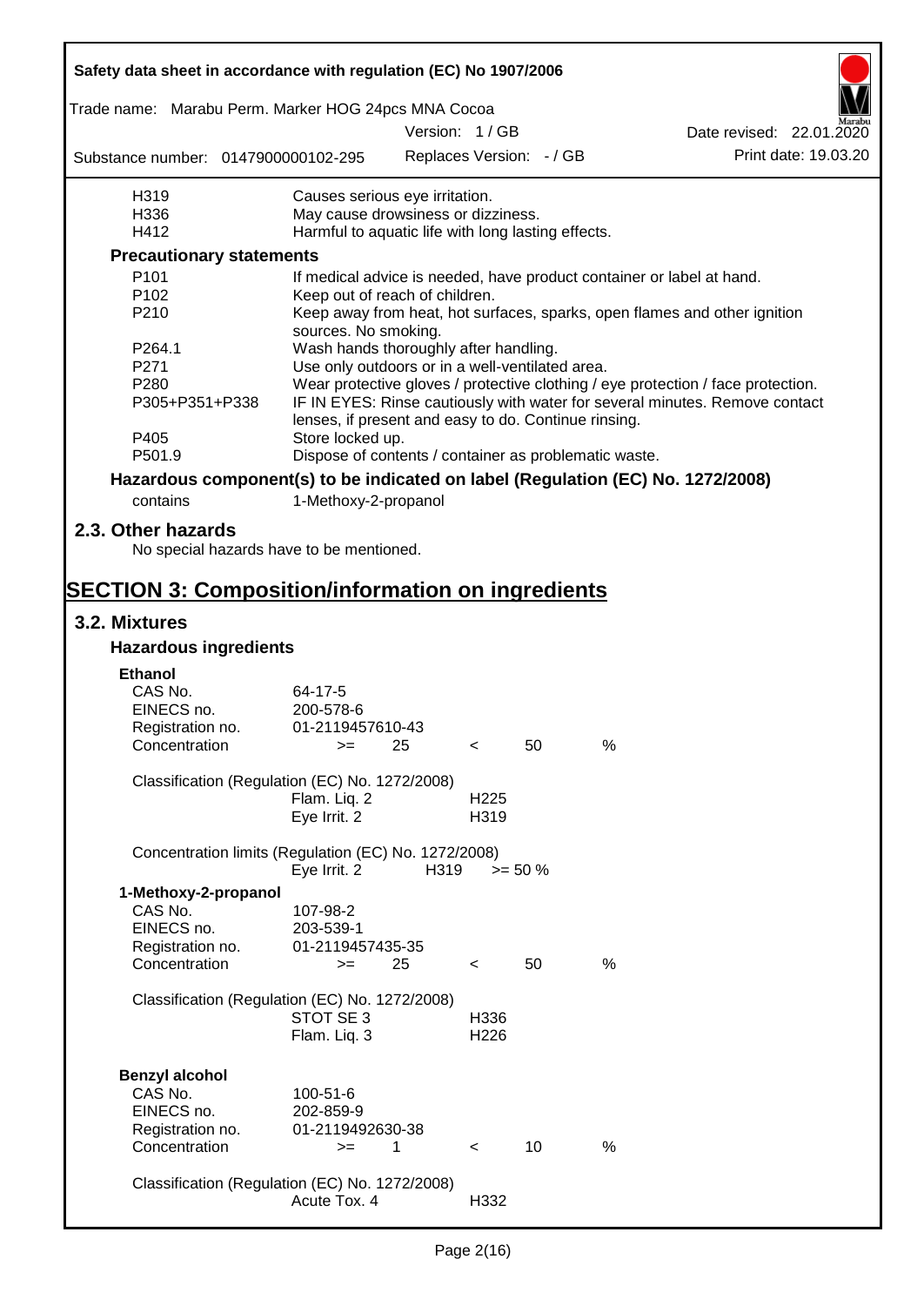| | |
|---|---|
| H319 | Causes serious eye irritation. |
| H336 | May cause drowsiness or dizziness. |
| H412 | Harmful to aquatic life with long lasting effects. |

**Precautionary statements**

| | |
|---|---|
| P101 | If medical advice is needed, have product container or label at hand. |
| P102 | Keep out of reach of children. |
| P210 | Keep away from heat, hot surfaces, sparks, open flames and other ignition sources. No smoking. |
| P264.1 | Wash hands thoroughly after handling. |
| P271 | Use only outdoors or in a well-ventilated area. |
| P280 | Wear protective gloves / protective clothing / eye protection / face protection. |
| P305+P351+P338 | IF IN EYES: Rinse cautiously with water for several minutes. Remove contact lenses, if present and easy to do. Continue rinsing. |
| P405 | Store locked up. |
| P501.9 | Dispose of contents / container as problematic waste. |

**Hazardous component(s) to be indicated on label (Regulation (EC) No. 1272/2008)**

contains 1-Methoxy-2-propanol

## 2.3. Other hazards

No special hazards have to be mentioned.

# SECTION 3: Composition/information on ingredients

## 3.2. Mixtures

### Hazardous ingredients

**Ethanol**

| | |
|---|---|
| CAS No. | 64-17-5 |
| EINECS no. | 200-578-6 |
| Registration no. | 01-2119457610-43 |
| Concentration | >= 25 < 50 % |

Classification (Regulation (EC) No. 1272/2008)

| | |
|---|---|
| Flam. Liq. 2 | H225 |
| Eye Irrit. 2 | H319 |

Concentration limits (Regulation (EC) No. 1272/2008)

| | | |
|---|---|---|
| Eye Irrit. 2 | H319 | >= 50 % |

**1-Methoxy-2-propanol**

| | |
|---|---|
| CAS No. | 107-98-2 |
| EINECS no. | 203-539-1 |
| Registration no. | 01-2119457435-35 |
| Concentration | >= 25 < 50 % |

Classification (Regulation (EC) No. 1272/2008)

| | |
|---|---|
| STOT SE 3 | H336 |
| Flam. Liq. 3 | H226 |

**Benzyl alcohol**

| | |
|---|---|
| CAS No. | 100-51-6 |
| EINECS no. | 202-859-9 |
| Registration no. | 01-2119492630-38 |
| Concentration | >= 1 < 10 % |

Classification (Regulation (EC) No. 1272/2008)

| | |
|---|---|
| Acute Tox. 4 | H332 |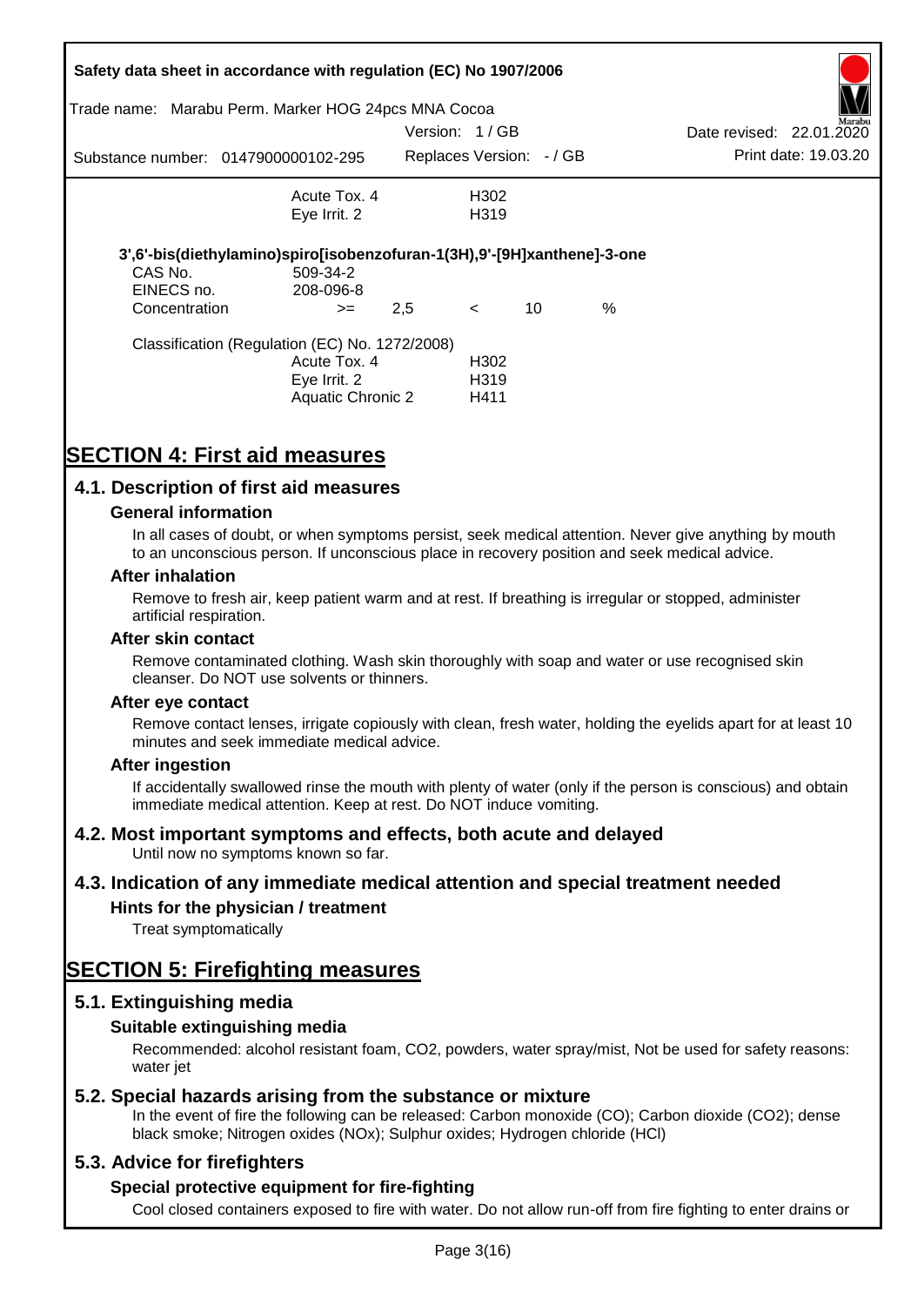| | | |
|---|---|---|
| | Acute Tox. 4 | H302 |
| | Eye Irrit. 2 | H319 |

**3',6'-bis(diethylamino)spiro[isobenzofuran-1(3H),9'-[9H]xanthene]-3-one**

| | | | | | |
|---|---|---|---|---|---|
| CAS No. | 509-34-2 | | | | |
| EINECS no. | 208-096-8 | | | | |
| Concentration | >= | 2,5 | < | 10 | % |

Classification (Regulation (EC) No. 1272/2008)

| | |
|---|---|
| Acute Tox. 4 | H302 |
| Eye Irrit. 2 | H319 |
| Aquatic Chronic 2 | H411 |

# SECTION 4: First aid measures

## 4.1. Description of first aid measures

### General information

In all cases of doubt, or when symptoms persist, seek medical attention. Never give anything by mouth to an unconscious person. If unconscious place in recovery position and seek medical advice.

### After inhalation

Remove to fresh air, keep patient warm and at rest. If breathing is irregular or stopped, administer artificial respiration.

### After skin contact

Remove contaminated clothing. Wash skin thoroughly with soap and water or use recognised skin cleanser. Do NOT use solvents or thinners.

### After eye contact

Remove contact lenses, irrigate copiously with clean, fresh water, holding the eyelids apart for at least 10 minutes and seek immediate medical advice.

### After ingestion

If accidentally swallowed rinse the mouth with plenty of water (only if the person is conscious) and obtain immediate medical attention. Keep at rest. Do NOT induce vomiting.

## 4.2. Most important symptoms and effects, both acute and delayed

Until now no symptoms known so far.

## 4.3. Indication of any immediate medical attention and special treatment needed

### Hints for the physician / treatment

Treat symptomatically

# SECTION 5: Firefighting measures

## 5.1. Extinguishing media

### Suitable extinguishing media

Recommended: alcohol resistant foam, $CO_2$, powders, water spray/mist, Not be used for safety reasons: water jet

## 5.2. Special hazards arising from the substance or mixture

In the event of fire the following can be released: Carbon monoxide (CO); Carbon dioxide ($CO_2$); dense black smoke; Nitrogen oxides ($NO_x$); Sulphur oxides; Hydrogen chloride (HCl)

## 5.3. Advice for firefighters

### Special protective equipment for fire-fighting

Cool closed containers exposed to fire with water. Do not allow run-off from fire fighting to enter drains or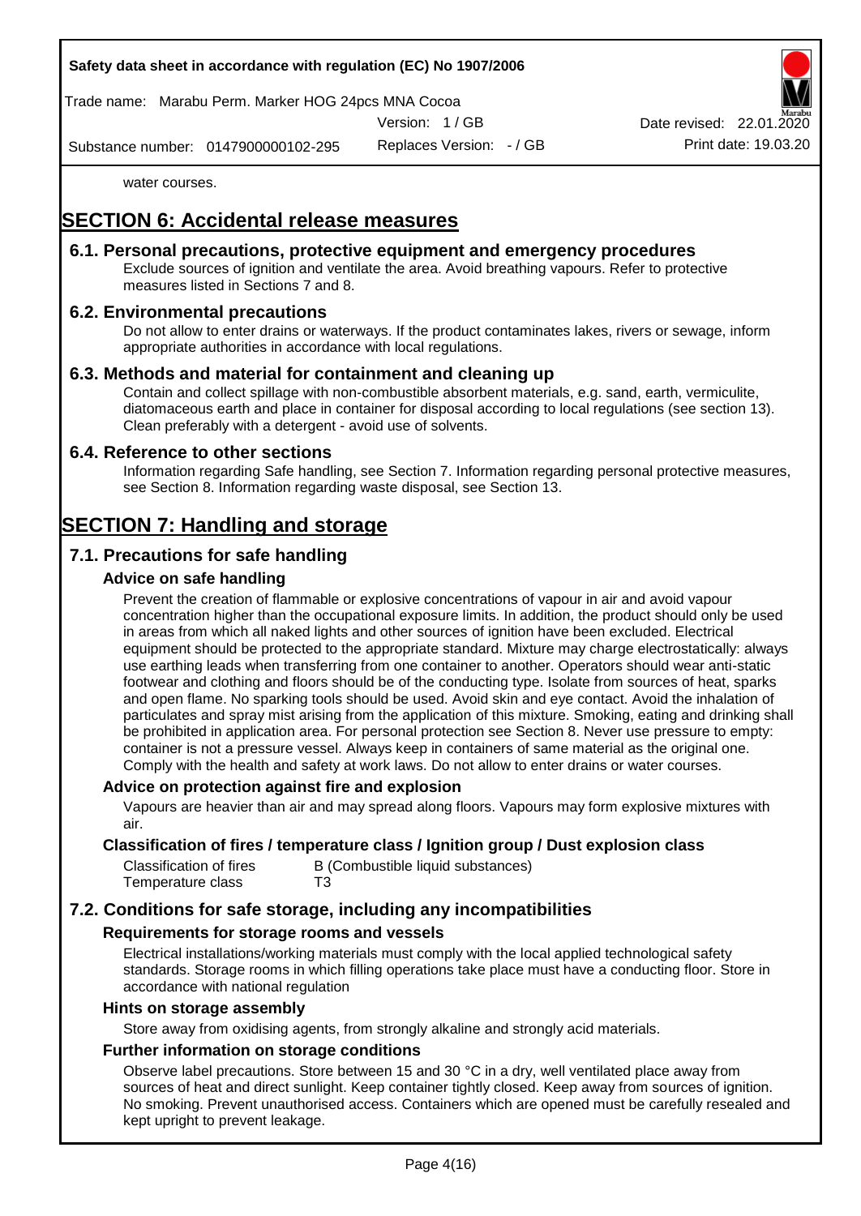water courses.

# SECTION 6: Accidental release measures

## 6.1. Personal precautions, protective equipment and emergency procedures

Exclude sources of ignition and ventilate the area. Avoid breathing vapours. Refer to protective measures listed in Sections 7 and 8.

## 6.2. Environmental precautions

Do not allow to enter drains or waterways. If the product contaminates lakes, rivers or sewage, inform appropriate authorities in accordance with local regulations.

## 6.3. Methods and material for containment and cleaning up

Contain and collect spillage with non-combustible absorbent materials, e.g. sand, earth, vermiculite, diatomaceous earth and place in container for disposal according to local regulations (see section 13). Clean preferably with a detergent - avoid use of solvents.

## 6.4. Reference to other sections

Information regarding Safe handling, see Section 7. Information regarding personal protective measures, see Section 8. Information regarding waste disposal, see Section 13.

# SECTION 7: Handling and storage

## 7.1. Precautions for safe handling

### Advice on safe handling

Prevent the creation of flammable or explosive concentrations of vapour in air and avoid vapour concentration higher than the occupational exposure limits. In addition, the product should only be used in areas from which all naked lights and other sources of ignition have been excluded. Electrical equipment should be protected to the appropriate standard. Mixture may charge electrostatically: always use earthing leads when transferring from one container to another. Operators should wear anti-static footwear and clothing and floors should be of the conducting type. Isolate from sources of heat, sparks and open flame. No sparking tools should be used. Avoid skin and eye contact. Avoid the inhalation of particulates and spray mist arising from the application of this mixture. Smoking, eating and drinking shall be prohibited in application area. For personal protection see Section 8. Never use pressure to empty: container is not a pressure vessel. Always keep in containers of same material as the original one. Comply with the health and safety at work laws. Do not allow to enter drains or water courses.

### Advice on protection against fire and explosion

Vapours are heavier than air and may spread along floors. Vapours may form explosive mixtures with air.

### Classification of fires / temperature class / Ignition group / Dust explosion class

| | |
|---|---|
| Classification of fires | B (Combustible liquid substances) |
| Temperature class | T3 |

## 7.2. Conditions for safe storage, including any incompatibilities

### Requirements for storage rooms and vessels

Electrical installations/working materials must comply with the local applied technological safety standards. Storage rooms in which filling operations take place must have a conducting floor. Store in accordance with national regulation

### Hints on storage assembly

Store away from oxidising agents, from strongly alkaline and strongly acid materials.

### Further information on storage conditions

Observe label precautions. Store between 15 and 30 °C in a dry, well ventilated place away from sources of heat and direct sunlight. Keep container tightly closed. Keep away from sources of ignition. No smoking. Prevent unauthorised access. Containers which are opened must be carefully resealed and kept upright to prevent leakage.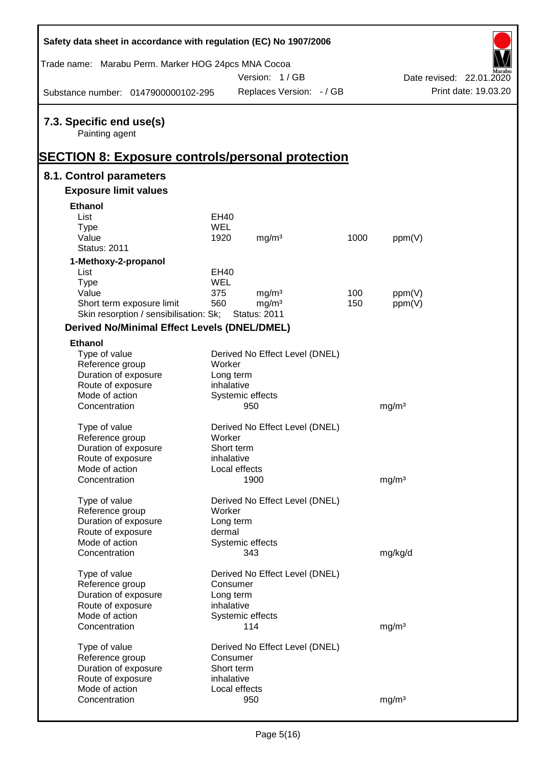## 7.3. Specific end use(s)

Painting agent

# SECTION 8: Exposure controls/personal protection

## 8.1. Control parameters

### Exposure limit values

**Ethanol**

| | | | | |
|---|---|---|---|---|
| List | EH40 | | | |
| Type | WEL | | | |
| Value | 1920 | mg/m³ | 1000 | ppm(V) |
| Status: 2011 | | | | |

**1-Methoxy-2-propanol**

| | | | | |
|---|---|---|---|---|
| List | EH40 | | | |
| Type | WEL | | | |
| Value | 375 | mg/m³ | 100 | ppm(V) |
| Short term exposure limit | 560 | mg/m³ | 150 | ppm(V) |
| Skin resorption / sensibilisation: Sk; | Status: 2011 | | | |

### Derived No/Minimal Effect Levels (DNEL/DMEL)

**Ethanol**

| | | |
|---|---|---|
| Type of value | Derived No Effect Level (DNEL) | |
| Reference group | Worker | |
| Duration of exposure | Long term | |
| Route of exposure | inhalative | |
| Mode of action | Systemic effects | |
| Concentration | 950 | mg/m³ |

| | | |
|---|---|---|
| Type of value | Derived No Effect Level (DNEL) | |
| Reference group | Worker | |
| Duration of exposure | Short term | |
| Route of exposure | inhalative | |
| Mode of action | Local effects | |
| Concentration | 1900 | mg/m³ |

| | | |
|---|---|---|
| Type of value | Derived No Effect Level (DNEL) | |
| Reference group | Worker | |
| Duration of exposure | Long term | |
| Route of exposure | dermal | |
| Mode of action | Systemic effects | |
| Concentration | 343 | mg/kg/d |

| | | |
|---|---|---|
| Type of value | Derived No Effect Level (DNEL) | |
| Reference group | Consumer | |
| Duration of exposure | Long term | |
| Route of exposure | inhalative | |
| Mode of action | Systemic effects | |
| Concentration | 114 | mg/m³ |

| | | |
|---|---|---|
| Type of value | Derived No Effect Level (DNEL) | |
| Reference group | Consumer | |
| Duration of exposure | Short term | |
| Route of exposure | inhalative | |
| Mode of action | Local effects | |
| Concentration | 950 | mg/m³ |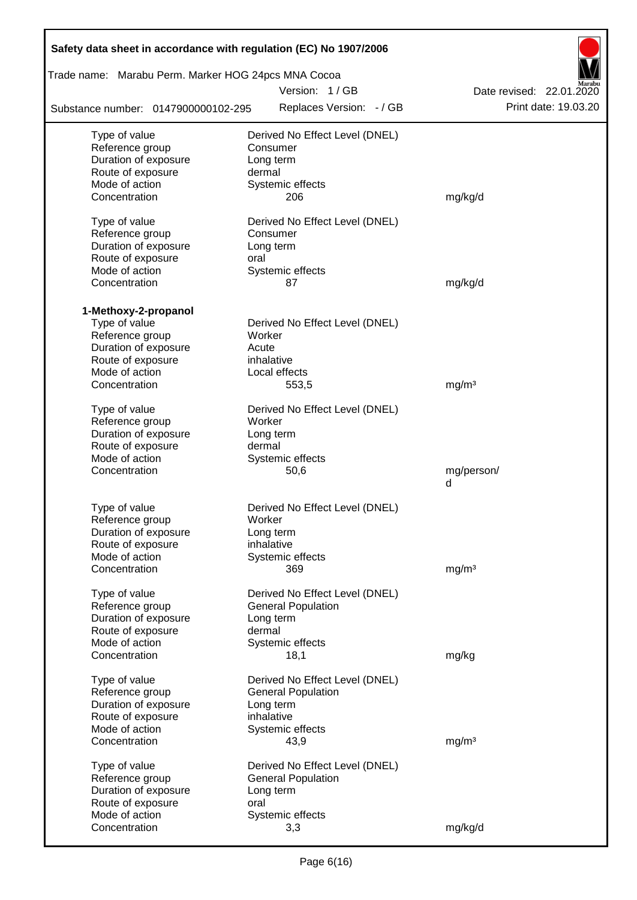| | | |
|---|---|---|
| Type of value | Derived No Effect Level (DNEL) | |
| Reference group | Consumer | |
| Duration of exposure | Long term | |
| Route of exposure | dermal | |
| Mode of action | Systemic effects | |
| Concentration | 206 | mg/kg/d |
| | | |
| Type of value | Derived No Effect Level (DNEL) | |
| Reference group | Consumer | |
| Duration of exposure | Long term | |
| Route of exposure | oral | |
| Mode of action | Systemic effects | |
| Concentration | 87 | mg/kg/d |

**1-Methoxy-2-propanol**

| | | |
|---|---|---|
| Type of value | Derived No Effect Level (DNEL) | |
| Reference group | Worker | |
| Duration of exposure | Acute | |
| Route of exposure | inhalative | |
| Mode of action | Local effects | |
| Concentration | 553,5 | mg/m³ |
| | | |
| Type of value | Derived No Effect Level (DNEL) | |
| Reference group | Worker | |
| Duration of exposure | Long term | |
| Route of exposure | dermal | |
| Mode of action | Systemic effects | |
| Concentration | 50,6 | mg/person/d |
| | | |
| Type of value | Derived No Effect Level (DNEL) | |
| Reference group | Worker | |
| Duration of exposure | Long term | |
| Route of exposure | inhalative | |
| Mode of action | Systemic effects | |
| Concentration | 369 | mg/m³ |
| | | |
| Type of value | Derived No Effect Level (DNEL) | |
| Reference group | General Population | |
| Duration of exposure | Long term | |
| Route of exposure | dermal | |
| Mode of action | Systemic effects | |
| Concentration | 18,1 | mg/kg |
| | | |
| Type of value | Derived No Effect Level (DNEL) | |
| Reference group | General Population | |
| Duration of exposure | Long term | |
| Route of exposure | inhalative | |
| Mode of action | Systemic effects | |
| Concentration | 43,9 | mg/m³ |
| | | |
| Type of value | Derived No Effect Level (DNEL) | |
| Reference group | General Population | |
| Duration of exposure | Long term | |
| Route of exposure | oral | |
| Mode of action | Systemic effects | |
| Concentration | 3,3 | mg/kg/d |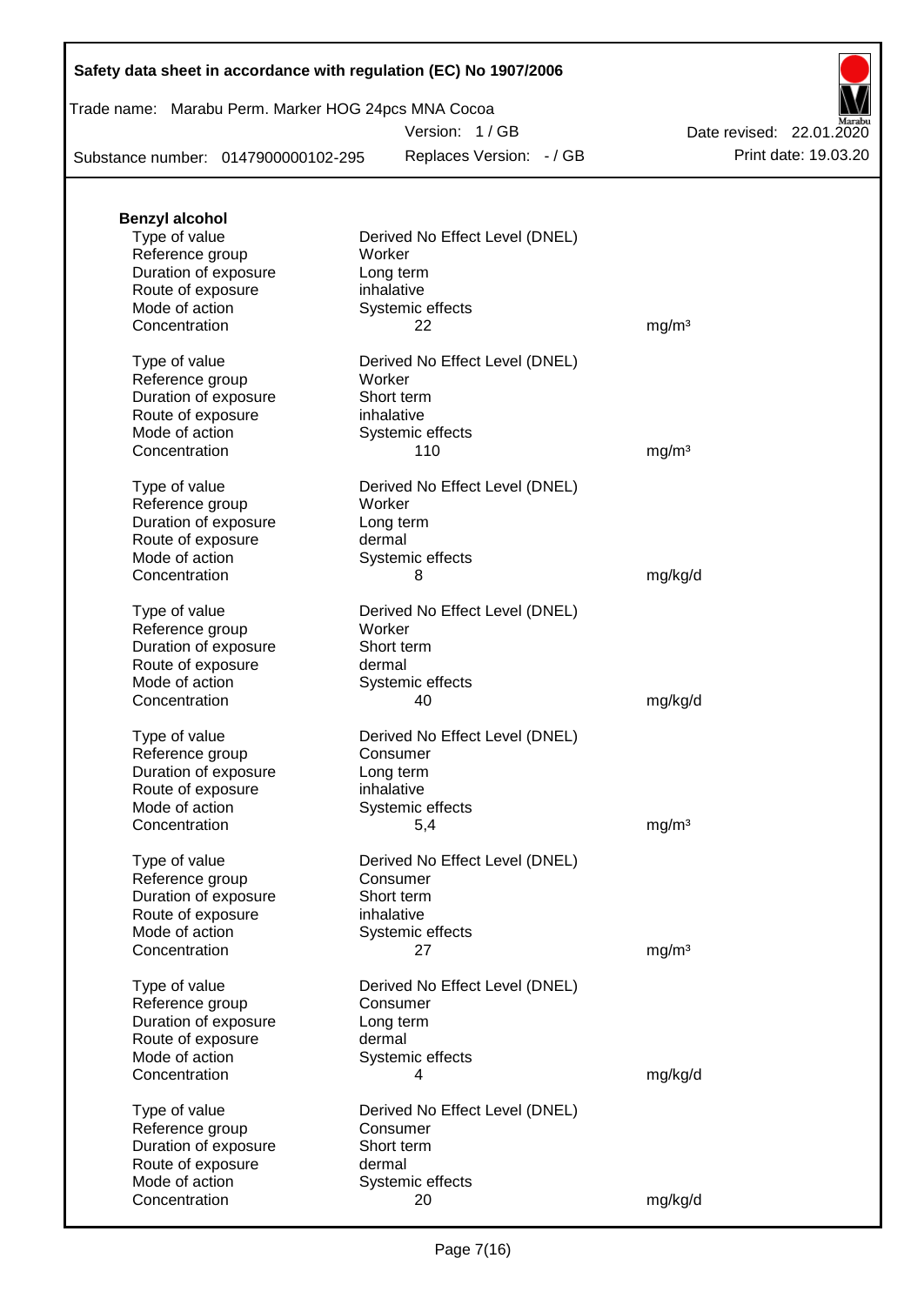**Benzyl alcohol**

| | | |
|---|---|---|
| Type of value | Derived No Effect Level (DNEL) | |
| Reference group | Worker | |
| Duration of exposure | Long term | |
| Route of exposure | inhalative | |
| Mode of action | Systemic effects | |
| Concentration | 22 | mg/m³ |

| | | |
|---|---|---|
| Type of value | Derived No Effect Level (DNEL) | |
| Reference group | Worker | |
| Duration of exposure | Short term | |
| Route of exposure | inhalative | |
| Mode of action | Systemic effects | |
| Concentration | 110 | mg/m³ |

| | | |
|---|---|---|
| Type of value | Derived No Effect Level (DNEL) | |
| Reference group | Worker | |
| Duration of exposure | Long term | |
| Route of exposure | dermal | |
| Mode of action | Systemic effects | |
| Concentration | 8 | mg/kg/d |

| | | |
|---|---|---|
| Type of value | Derived No Effect Level (DNEL) | |
| Reference group | Worker | |
| Duration of exposure | Short term | |
| Route of exposure | dermal | |
| Mode of action | Systemic effects | |
| Concentration | 40 | mg/kg/d |

| | | |
|---|---|---|
| Type of value | Derived No Effect Level (DNEL) | |
| Reference group | Consumer | |
| Duration of exposure | Long term | |
| Route of exposure | inhalative | |
| Mode of action | Systemic effects | |
| Concentration | 5,4 | mg/m³ |

| | | |
|---|---|---|
| Type of value | Derived No Effect Level (DNEL) | |
| Reference group | Consumer | |
| Duration of exposure | Short term | |
| Route of exposure | inhalative | |
| Mode of action | Systemic effects | |
| Concentration | 27 | mg/m³ |

| | | |
|---|---|---|
| Type of value | Derived No Effect Level (DNEL) | |
| Reference group | Consumer | |
| Duration of exposure | Long term | |
| Route of exposure | dermal | |
| Mode of action | Systemic effects | |
| Concentration | 4 | mg/kg/d |

| | | |
|---|---|---|
| Type of value | Derived No Effect Level (DNEL) | |
| Reference group | Consumer | |
| Duration of exposure | Short term | |
| Route of exposure | dermal | |
| Mode of action | Systemic effects | |
| Concentration | 20 | mg/kg/d |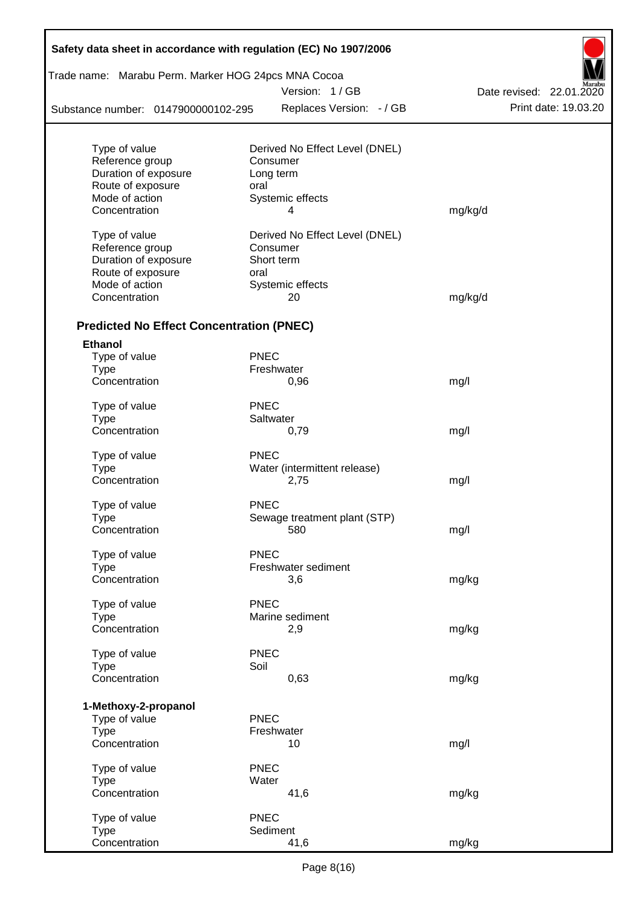| | | |
|---|---|---|
| Type of value | Derived No Effect Level (DNEL) | |
| Reference group | Consumer | |
| Duration of exposure | Long term | |
| Route of exposure | oral | |
| Mode of action | Systemic effects | |
| Concentration | 4 | mg/kg/d |

| | | |
|---|---|---|
| Type of value | Derived No Effect Level (DNEL) | |
| Reference group | Consumer | |
| Duration of exposure | Short term | |
| Route of exposure | oral | |
| Mode of action | Systemic effects | |
| Concentration | 20 | mg/kg/d |

## Predicted No Effect Concentration (PNEC)

**Ethanol**

| | | |
|---|---|---|
| Type of value | PNEC | |
| Type | Freshwater | |
| Concentration | 0,96 | mg/l |

| | | |
|---|---|---|
| Type of value | PNEC | |
| Type | Saltwater | |
| Concentration | 0,79 | mg/l |

| | | |
|---|---|---|
| Type of value | PNEC | |
| Type | Water (intermittent release) | |
| Concentration | 2,75 | mg/l |

| | | |
|---|---|---|
| Type of value | PNEC | |
| Type | Sewage treatment plant (STP) | |
| Concentration | 580 | mg/l |

| | | |
|---|---|---|
| Type of value | PNEC | |
| Type | Freshwater sediment | |
| Concentration | 3,6 | mg/kg |

| | | |
|---|---|---|
| Type of value | PNEC | |
| Type | Marine sediment | |
| Concentration | 2,9 | mg/kg |

| | | |
|---|---|---|
| Type of value | PNEC | |
| Type | Soil | |
| Concentration | 0,63 | mg/kg |

**1-Methoxy-2-propanol**

| | | |
|---|---|---|
| Type of value | PNEC | |
| Type | Freshwater | |
| Concentration | 10 | mg/l |

| | | |
|---|---|---|
| Type of value | PNEC | |
| Type | Water | |
| Concentration | 41,6 | mg/kg |

| | | |
|---|---|---|
| Type of value | PNEC | |
| Type | Sediment | |
| Concentration | 41,6 | mg/kg |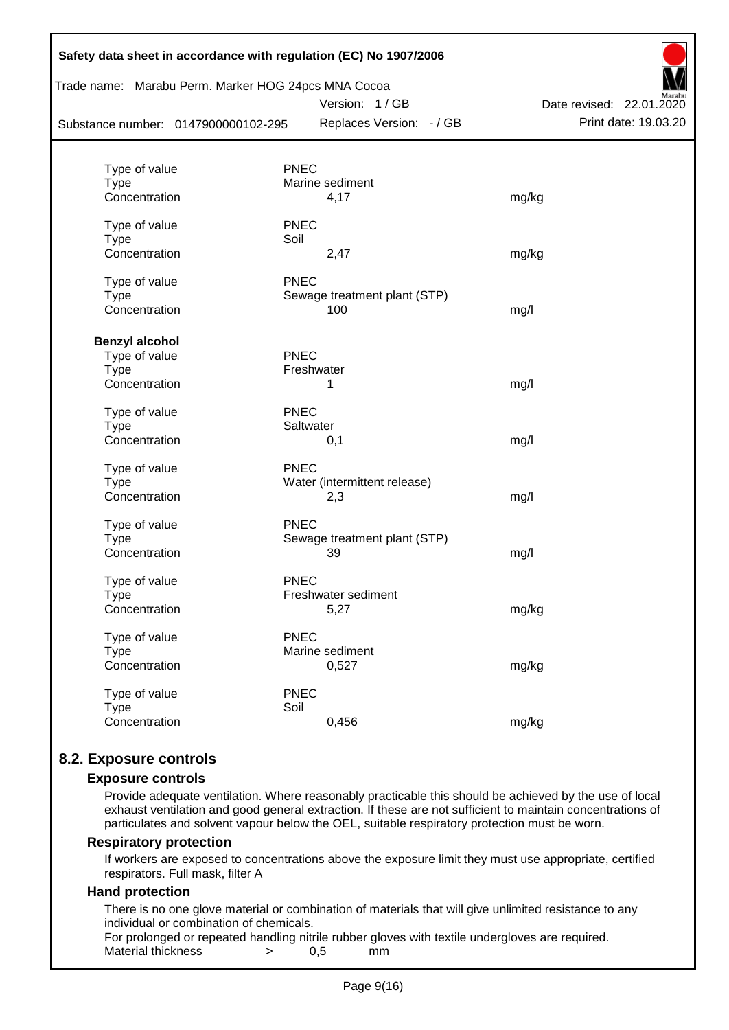| | | |
|---|---|---|
| Type of value | PNEC | |
| Type | Marine sediment | |
| Concentration | 4,17 | mg/kg |
| | | |
| Type of value | PNEC | |
| Type | Soil | |
| Concentration | 2,47 | mg/kg |
| | | |
| Type of value | PNEC | |
| Type | Sewage treatment plant (STP) | |
| Concentration | 100 | mg/l |

**Benzyl alcohol**

| | | |
|---|---|---|
| Type of value | PNEC | |
| Type | Freshwater | |
| Concentration | 1 | mg/l |
| | | |
| Type of value | PNEC | |
| Type | Saltwater | |
| Concentration | 0,1 | mg/l |
| | | |
| Type of value | PNEC | |
| Type | Water (intermittent release) | |
| Concentration | 2,3 | mg/l |
| | | |
| Type of value | PNEC | |
| Type | Sewage treatment plant (STP) | |
| Concentration | 39 | mg/l |
| | | |
| Type of value | PNEC | |
| Type | Freshwater sediment | |
| Concentration | 5,27 | mg/kg |
| | | |
| Type of value | PNEC | |
| Type | Marine sediment | |
| Concentration | 0,527 | mg/kg |
| | | |
| Type of value | PNEC | |
| Type | Soil | |
| Concentration | 0,456 | mg/kg |

## 8.2. Exposure controls

### Exposure controls

Provide adequate ventilation. Where reasonably practicable this should be achieved by the use of local exhaust ventilation and good general extraction. If these are not sufficient to maintain concentrations of particulates and solvent vapour below the OEL, suitable respiratory protection must be worn.

### Respiratory protection

If workers are exposed to concentrations above the exposure limit they must use appropriate, certified respirators. Full mask, filter A

### Hand protection

There is no one glove material or combination of materials that will give unlimited resistance to any individual or combination of chemicals.

For prolonged or repeated handling nitrile rubber gloves with textile undergloves are required.

Material thickness > 0,5 mm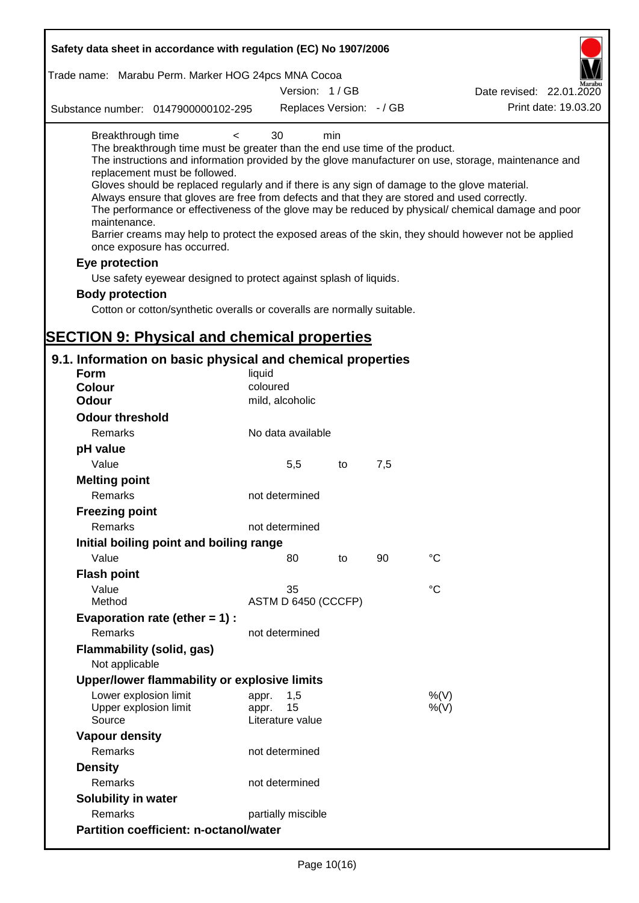| Breakthrough time | < | 30 | min |
|---|---|---|---|

The breakthrough time must be greater than the end use time of the product.
The instructions and information provided by the glove manufacturer on use, storage, maintenance and replacement must be followed.
Gloves should be replaced regularly and if there is any sign of damage to the glove material.
Always ensure that gloves are free from defects and that they are stored and used correctly.
The performance or effectiveness of the glove may be reduced by physical/ chemical damage and poor maintenance.
Barrier creams may help to protect the exposed areas of the skin, they should however not be applied once exposure has occurred.

**Eye protection**

Use safety eyewear designed to protect against splash of liquids.

**Body protection**

Cotton or cotton/synthetic overalls or coveralls are normally suitable.

# SECTION 9: Physical and chemical properties

## 9.1. Information on basic physical and chemical properties

| | | | | |
|---|---|---|---|---|
| **Form** | liquid | | | |
| **Colour** | coloured | | | |
| **Odour** | mild, alcoholic | | | |
| **Odour threshold** | | | | |
| Remarks | No data available | | | |
| **pH value** | | | | |
| Value | 5,5 | to | 7,5 | |
| **Melting point** | | | | |
| Remarks | not determined | | | |
| **Freezing point** | | | | |
| Remarks | not determined | | | |
| **Initial boiling point and boiling range** | | | | |
| Value | 80 | to | 90 | °C |
| **Flash point** | | | | |
| Value | 35 | | | °C |
| Method | ASTM D 6450 (CCCFP) | | | |
| **Evaporation rate (ether = 1) :** | | | | |
| Remarks | not determined | | | |
| **Flammability (solid, gas)** | | | | |
| Not applicable | | | | |
| **Upper/lower flammability or explosive limits** | | | | |
| Lower explosion limit | appr. 1,5 | | | %(V) |
| Upper explosion limit | appr. 15 | | | %(V) |
| Source | Literature value | | | |
| **Vapour density** | | | | |
| Remarks | not determined | | | |
| **Density** | | | | |
| Remarks | not determined | | | |
| **Solubility in water** | | | | |
| Remarks | partially miscible | | | |
| **Partition coefficient: n-octanol/water** | | | | |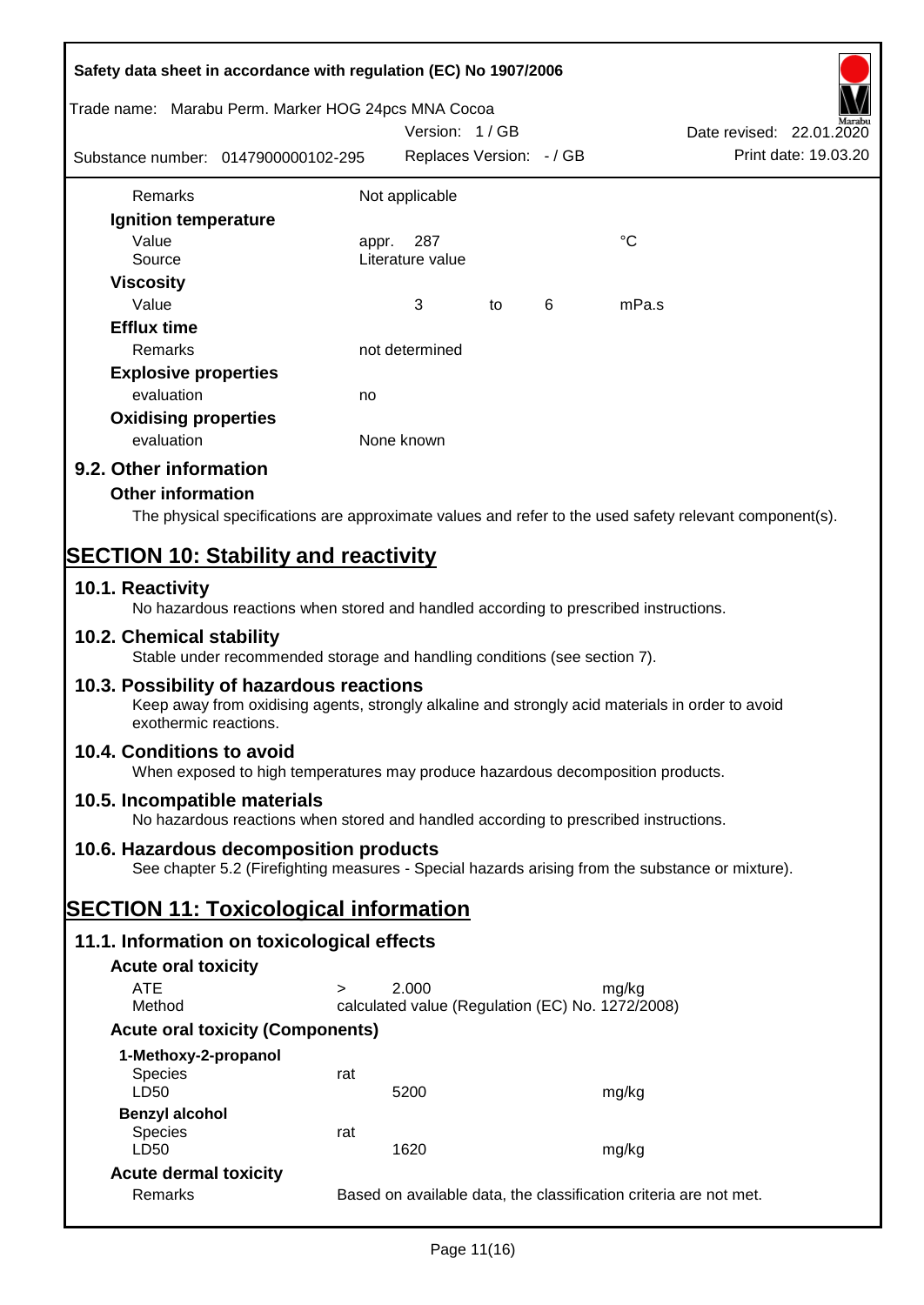| | | | | | |
|---|---|---|---|---|---|
| Remarks | Not applicable | | | | |
| **Ignition temperature** | | | | | |
| Value | appr. | 287 | | | °C |
| Source | Literature value | | | | |
| **Viscosity** | | | | | |
| Value | | 3 | to | 6 | mPa.s |
| **Efflux time** | | | | | |
| Remarks | not determined | | | | |
| **Explosive properties** | | | | | |
| evaluation | no | | | | |
| **Oxidising properties** | | | | | |
| evaluation | None known | | | | |

## 9.2. Other information

### Other information

The physical specifications are approximate values and refer to the used safety relevant component(s).

# SECTION 10: Stability and reactivity

## 10.1. Reactivity

No hazardous reactions when stored and handled according to prescribed instructions.

## 10.2. Chemical stability

Stable under recommended storage and handling conditions (see section 7).

## 10.3. Possibility of hazardous reactions

Keep away from oxidising agents, strongly alkaline and strongly acid materials in order to avoid exothermic reactions.

## 10.4. Conditions to avoid

When exposed to high temperatures may produce hazardous decomposition products.

## 10.5. Incompatible materials

No hazardous reactions when stored and handled according to prescribed instructions.

## 10.6. Hazardous decomposition products

See chapter 5.2 (Firefighting measures - Special hazards arising from the substance or mixture).

# SECTION 11: Toxicological information

## 11.1. Information on toxicological effects

### Acute oral toxicity

| | | | |
|---|---|---|---|
| ATE | > | 2.000 | mg/kg |
| Method | calculated value (Regulation (EC) No. 1272/2008) | | |

### Acute oral toxicity (Components)

**1-Methoxy-2-propanol**

| | | |
|---|---|---|
| Species | rat | |
| LD50 | 5200 | mg/kg |

**Benzyl alcohol**

| | | |
|---|---|---|
| Species | rat | |
| LD50 | 1620 | mg/kg |

### Acute dermal toxicity

| | |
|---|---|
| Remarks | Based on available data, the classification criteria are not met. |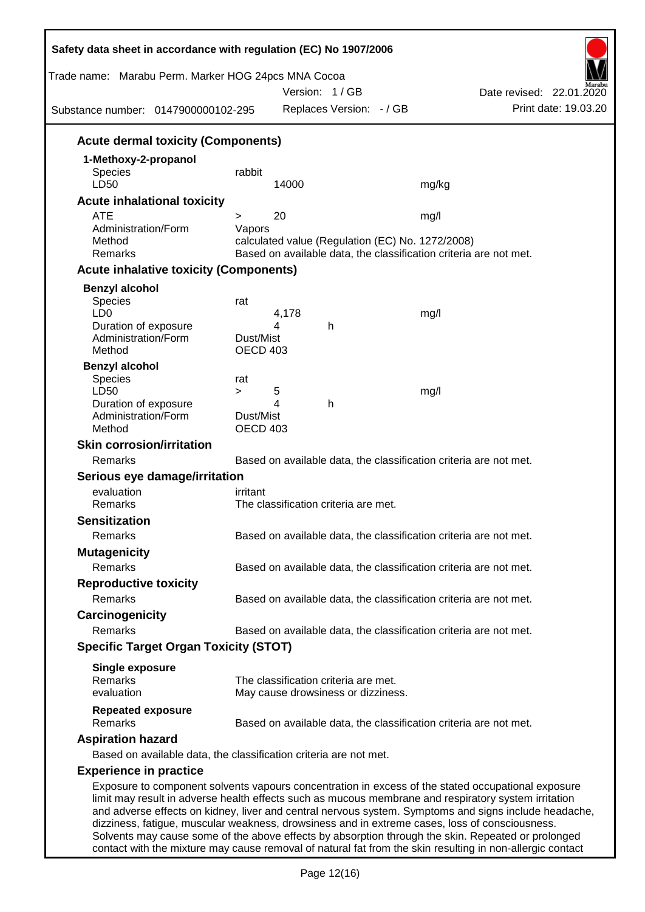### Acute dermal toxicity (Components)

**1-Methoxy-2-propanol**

| | | | |
|---|---|---|---|
| Species | rabbit | | |
| LD50 | 14000 | | mg/kg |

### Acute inhalational toxicity

| | | | |
|---|---|---|---|
| ATE | > | 20 | mg/l |
| Administration/Form | Vapors | | |
| Method | calculated value (Regulation (EC) No. 1272/2008) | | |
| Remarks | Based on available data, the classification criteria are not met. | | |

### Acute inhalative toxicity (Components)

**Benzyl alcohol**

| | | | |
|---|---|---|---|
| Species | rat | | |
| LD0 | 4,178 | | mg/l |
| Duration of exposure | 4 | h | |
| Administration/Form | Dust/Mist | | |
| Method | OECD 403 | | |

**Benzyl alcohol**

| | | | | |
|---|---|---|---|---|
| Species | rat | | | |
| LD50 | > | 5 | | mg/l |
| Duration of exposure | | 4 | h | |
| Administration/Form | Dust/Mist | | | |
| Method | OECD 403 | | | |

### Skin corrosion/irritation

Remarks: Based on available data, the classification criteria are not met.

### Serious eye damage/irritation

evaluation: irritant
Remarks: The classification criteria are met.

### Sensitization

Remarks: Based on available data, the classification criteria are not met.

### Mutagenicity

Remarks: Based on available data, the classification criteria are not met.

### Reproductive toxicity

Remarks: Based on available data, the classification criteria are not met.

### Carcinogenicity

Remarks: Based on available data, the classification criteria are not met.

### Specific Target Organ Toxicity (STOT)

**Single exposure**
Remarks: The classification criteria are met.
evaluation: May cause drowsiness or dizziness.

**Repeated exposure**
Remarks: Based on available data, the classification criteria are not met.

### Aspiration hazard

Based on available data, the classification criteria are not met.

### Experience in practice

Exposure to component solvents vapours concentration in excess of the stated occupational exposure limit may result in adverse health effects such as mucous membrane and respiratory system irritation and adverse effects on kidney, liver and central nervous system. Symptoms and signs include headache, dizziness, fatigue, muscular weakness, drowsiness and in extreme cases, loss of consciousness. Solvents may cause some of the above effects by absorption through the skin. Repeated or prolonged contact with the mixture may cause removal of natural fat from the skin resulting in non-allergic contact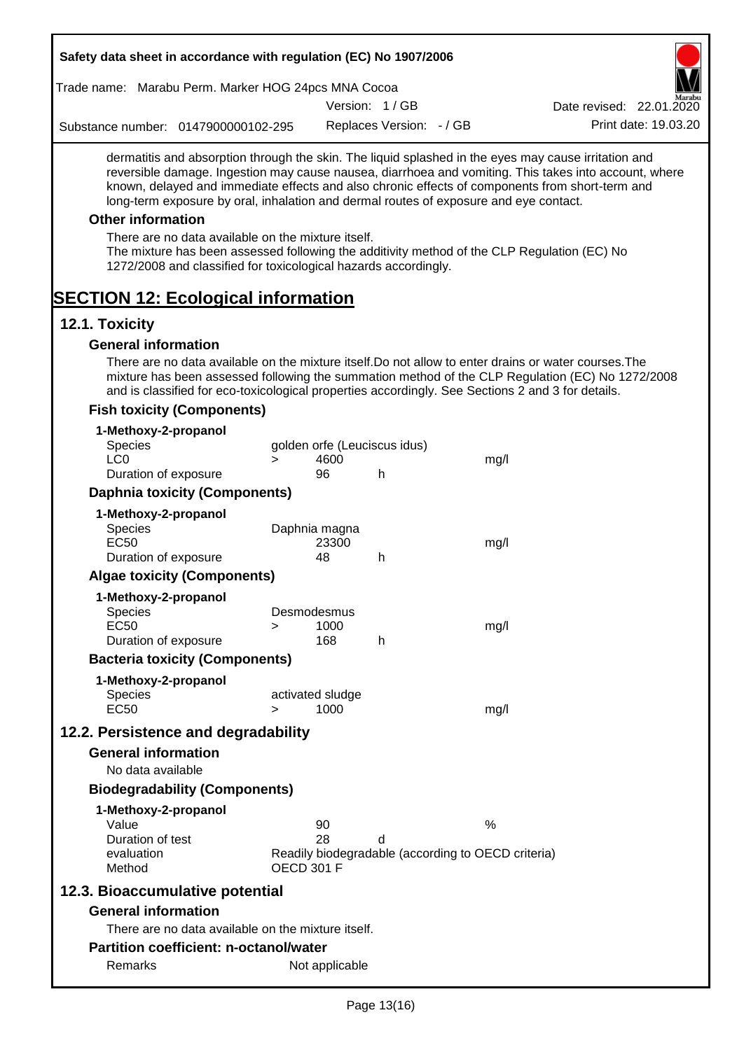dermatitis and absorption through the skin. The liquid splashed in the eyes may cause irritation and reversible damage. Ingestion may cause nausea, diarrhoea and vomiting. This takes into account, where known, delayed and immediate effects and also chronic effects of components from short-term and long-term exposure by oral, inhalation and dermal routes of exposure and eye contact.

### Other information

There are no data available on the mixture itself.
The mixture has been assessed following the additivity method of the CLP Regulation (EC) No 1272/2008 and classified for toxicological hazards accordingly.

# SECTION 12: Ecological information

## 12.1. Toxicity

### General information

There are no data available on the mixture itself.Do not allow to enter drains or water courses.The mixture has been assessed following the summation method of the CLP Regulation (EC) No 1272/2008 and is classified for eco-toxicological properties accordingly. See Sections 2 and 3 for details.

### Fish toxicity (Components)

**1-Methoxy-2-propanol**

| | | | | |
|---|---|---|---|---|
| Species | golden orfe (Leuciscus idus) | | | |
| LC0 | > | 4600 | | mg/l |
| Duration of exposure | | 96 | h | |

### Daphnia toxicity (Components)

**1-Methoxy-2-propanol**

| | | | | |
|---|---|---|---|---|
| Species | Daphnia magna | | | |
| EC50 | | 23300 | | mg/l |
| Duration of exposure | | 48 | h | |

### Algae toxicity (Components)

**1-Methoxy-2-propanol**

| | | | | |
|---|---|---|---|---|
| Species | Desmodesmus | | | |
| EC50 | > | 1000 | | mg/l |
| Duration of exposure | | 168 | h | |

### Bacteria toxicity (Components)

**1-Methoxy-2-propanol**

| | | | | |
|---|---|---|---|---|
| Species | activated sludge | | | |
| EC50 | > | 1000 | | mg/l |

## 12.2. Persistence and degradability

### General information

No data available

### Biodegradability (Components)

**1-Methoxy-2-propanol**

| | | | |
|---|---|---|---|
| Value | 90 | | % |
| Duration of test | 28 | d | |
| evaluation | Readily biodegradable (according to OECD criteria) | | |
| Method | OECD 301 F | | |

## 12.3. Bioaccumulative potential

### General information

There are no data available on the mixture itself.

### Partition coefficient: n-octanol/water

| | |
|---|---|
| Remarks | Not applicable |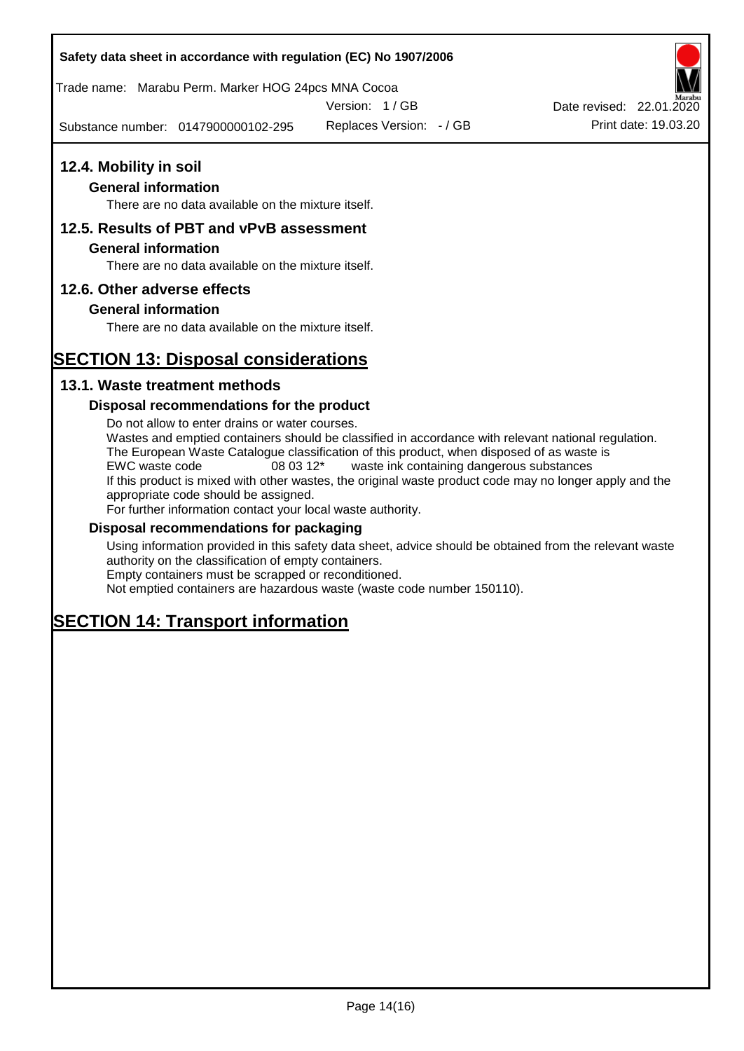## 12.4. Mobility in soil

### General information

There are no data available on the mixture itself.

## 12.5. Results of PBT and vPvB assessment

### General information

There are no data available on the mixture itself.

## 12.6. Other adverse effects

### General information

There are no data available on the mixture itself.

# SECTION 13: Disposal considerations

## 13.1. Waste treatment methods

### Disposal recommendations for the product

Do not allow to enter drains or water courses.
Wastes and emptied containers should be classified in accordance with relevant national regulation.
The European Waste Catalogue classification of this product, when disposed of as waste is
EWC waste code 08 03 12* waste ink containing dangerous substances
If this product is mixed with other wastes, the original waste product code may no longer apply and the appropriate code should be assigned.
For further information contact your local waste authority.

### Disposal recommendations for packaging

Using information provided in this safety data sheet, advice should be obtained from the relevant waste authority on the classification of empty containers.
Empty containers must be scrapped or reconditioned.
Not emptied containers are hazardous waste (waste code number 150110).

# SECTION 14: Transport information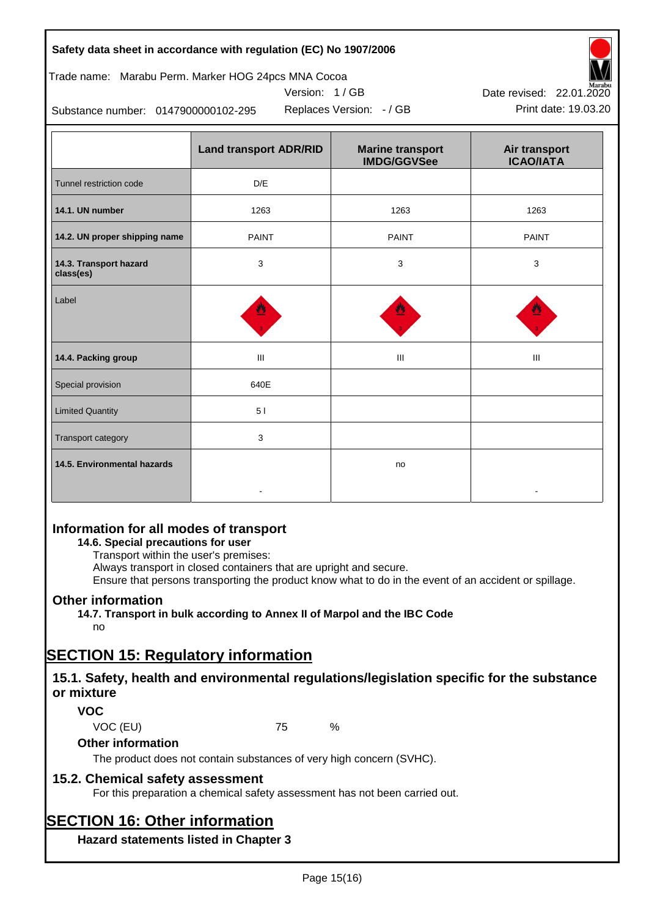| | Land transport ADR/RID | Marine transport IMDG/GGVSee | Air transport ICAO/IATA |
|---|---|---|---|
| Tunnel restriction code | D/E | | |
| **14.1. UN number** | 1263 | 1263 | 1263 |
| **14.2. UN proper shipping name** | PAINT | PAINT | PAINT |
| **14.3. Transport hazard class(es)** | 3 | 3 | 3 |
| Label | | | |
| **14.4. Packing group** | III | III | III |
| Special provision | 640E | | |
| Limited Quantity | 5 l | | |
| Transport category | 3 | | |
| **14.5. Environmental hazards** | - | no | - |

## Information for all modes of transport

**14.6. Special precautions for user**

Transport within the user's premises:
Always transport in closed containers that are upright and secure.
Ensure that persons transporting the product know what to do in the event of an accident or spillage.

## Other information

**14.7. Transport in bulk according to Annex II of Marpol and the IBC Code**

no

# SECTION 15: Regulatory information

## 15.1. Safety, health and environmental regulations/legislation specific for the substance or mixture

### VOC

VOC (EU) 75 %

### Other information

The product does not contain substances of very high concern (SVHC).

## 15.2. Chemical safety assessment

For this preparation a chemical safety assessment has not been carried out.

# SECTION 16: Other information

### Hazard statements listed in Chapter 3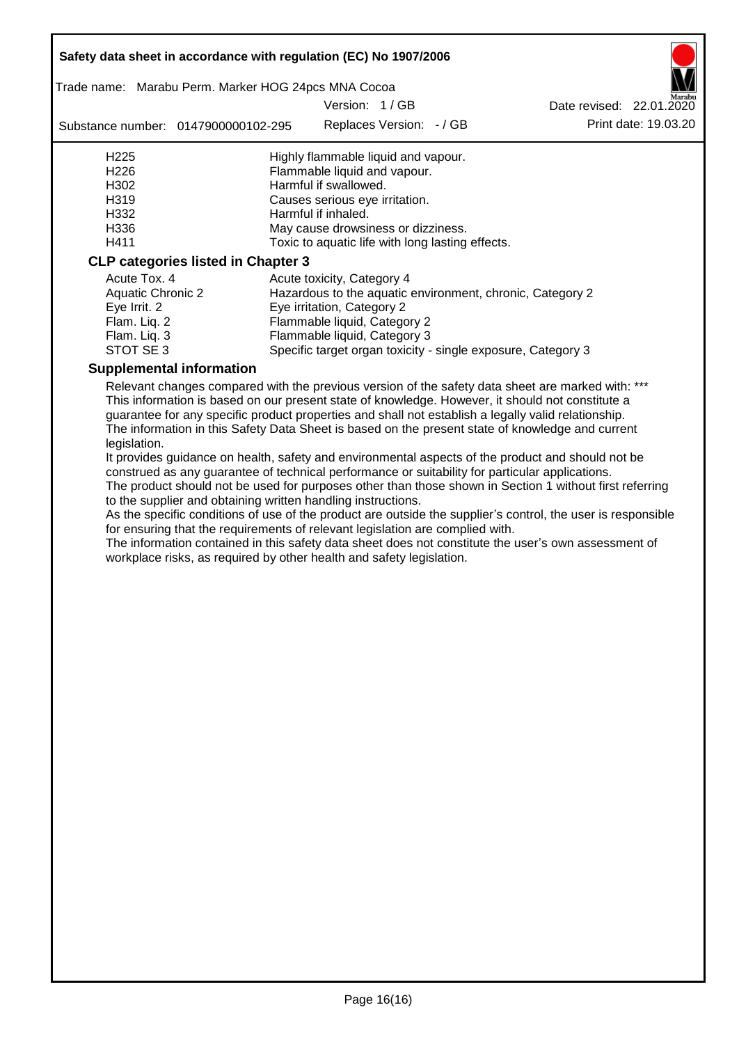| | |
|---|---|
| H225 | Highly flammable liquid and vapour. |
| H226 | Flammable liquid and vapour. |
| H302 | Harmful if swallowed. |
| H319 | Causes serious eye irritation. |
| H332 | Harmful if inhaled. |
| H336 | May cause drowsiness or dizziness. |
| H411 | Toxic to aquatic life with long lasting effects. |

## CLP categories listed in Chapter 3

| | |
|---|---|
| Acute Tox. 4 | Acute toxicity, Category 4 |
| Aquatic Chronic 2 | Hazardous to the aquatic environment, chronic, Category 2 |
| Eye Irrit. 2 | Eye irritation, Category 2 |
| Flam. Liq. 2 | Flammable liquid, Category 2 |
| Flam. Liq. 3 | Flammable liquid, Category 3 |
| STOT SE 3 | Specific target organ toxicity - single exposure, Category 3 |

## Supplemental information

Relevant changes compared with the previous version of the safety data sheet are marked with: ***
This information is based on our present state of knowledge. However, it should not constitute a guarantee for any specific product properties and shall not establish a legally valid relationship.
The information in this Safety Data Sheet is based on the present state of knowledge and current legislation.
It provides guidance on health, safety and environmental aspects of the product and should not be construed as any guarantee of technical performance or suitability for particular applications.
The product should not be used for purposes other than those shown in Section 1 without first referring to the supplier and obtaining written handling instructions.
As the specific conditions of use of the product are outside the supplier's control, the user is responsible for ensuring that the requirements of relevant legislation are complied with.
The information contained in this safety data sheet does not constitute the user's own assessment of workplace risks, as required by other health and safety legislation.